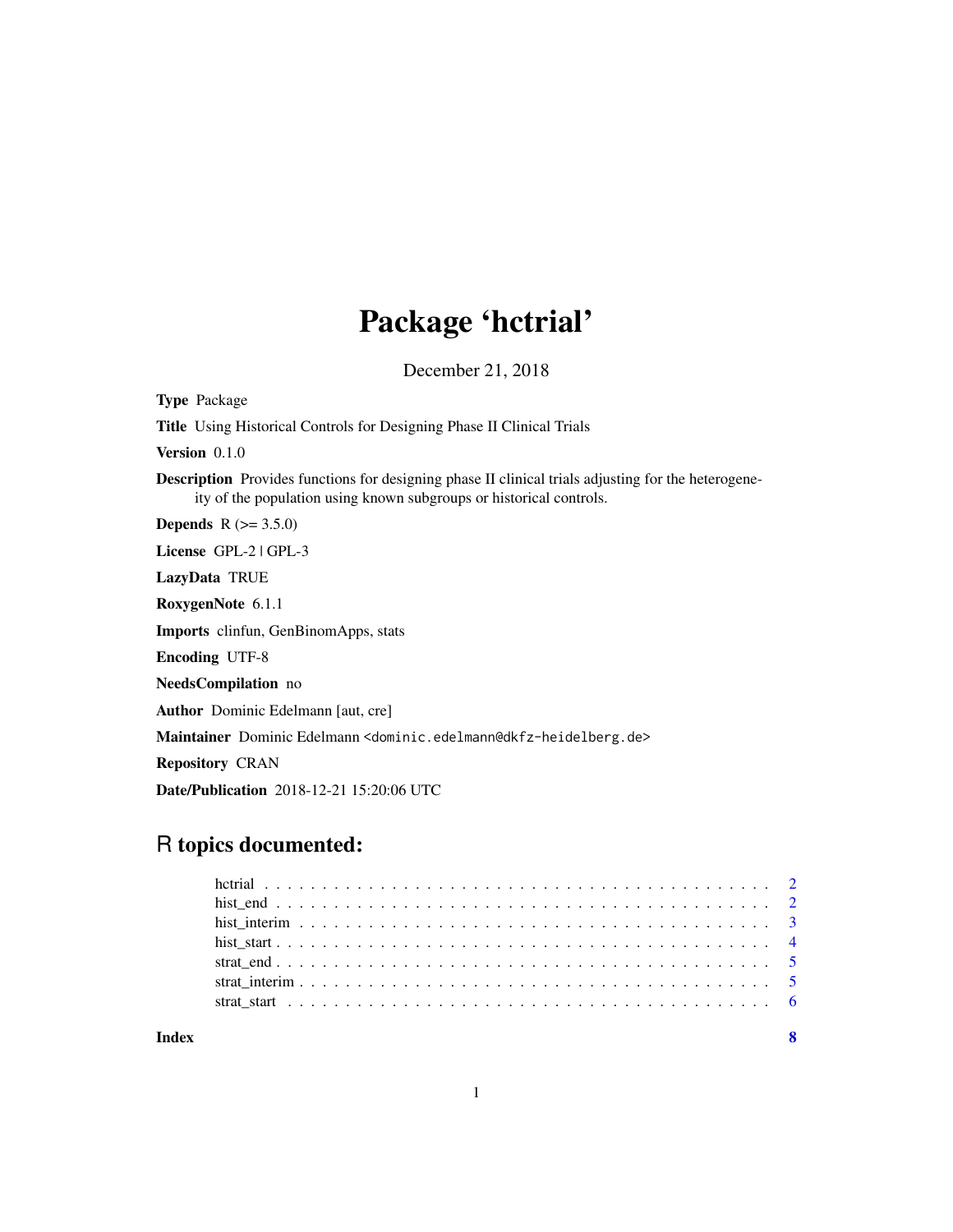# Package 'hctrial'

December 21, 2018

**Type** Package

**Title** Using Historical Controls for Designing Phase II Clinical Trials

**Version** 0.1.0

**Description** Provides functions for designing phase II clinical trials adjusting for the heterogeneity of the population using known subgroups or historical controls.

**Depends** R (>= 3.5.0)

**License** GPL-2 | GPL-3

**LazyData** TRUE

**RoxygenNote** 6.1.1

**Imports** clinfun, GenBinomApps, stats

**Encoding** UTF-8

**NeedsCompilation** no

**Author** Dominic Edelmann [aut, cre]

**Maintainer** Dominic Edelmann <dominic.edelmann@dkfz-heidelberg.de>

**Repository** CRAN

**Date/Publication** 2018-12-21 15:20:06 UTC

## R topics documented:

- hctrial . . . . . . . . . . . . . . . . . . . . . . . . . . . . . . . . . . . . . . . . . . . 2
- hist_end . . . . . . . . . . . . . . . . . . . . . . . . . . . . . . . . . . . . . . . . . . 2
- hist_interim . . . . . . . . . . . . . . . . . . . . . . . . . . . . . . . . . . . . . . . . 3
- hist_start . . . . . . . . . . . . . . . . . . . . . . . . . . . . . . . . . . . . . . . . . 4
- strat_end . . . . . . . . . . . . . . . . . . . . . . . . . . . . . . . . . . . . . . . . . 5
- strat_interim . . . . . . . . . . . . . . . . . . . . . . . . . . . . . . . . . . . . . . . 5
- strat_start . . . . . . . . . . . . . . . . . . . . . . . . . . . . . . . . . . . . . . . . 6

**Index** 8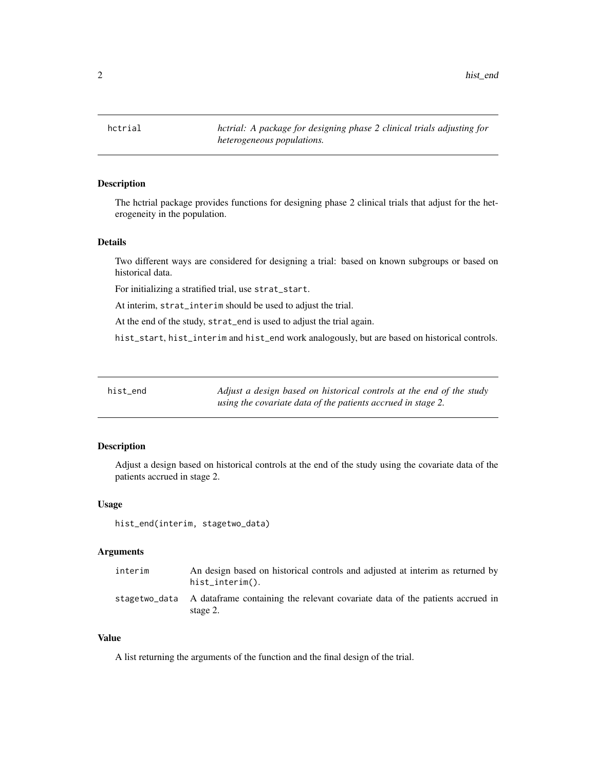## hctrial — *hctrial: A package for designing phase 2 clinical trials adjusting for heterogeneous populations.*

### Description

The hctrial package provides functions for designing phase 2 clinical trials that adjust for the heterogeneity in the population.

### Details

Two different ways are considered for designing a trial: based on known subgroups or based on historical data.

For initializing a stratified trial, use `strat_start`.

At interim, `strat_interim` should be used to adjust the trial.

At the end of the study, `strat_end` is used to adjust the trial again.

`hist_start`, `hist_interim` and `hist_end` work analogously, but are based on historical controls.

## hist_end — *Adjust a design based on historical controls at the end of the study using the covariate data of the patients accrued in stage 2.*

### Description

Adjust a design based on historical controls at the end of the study using the covariate data of the patients accrued in stage 2.

### Usage

```
hist_end(interim, stagetwo_data)
```

### Arguments

| | |
|---|---|
| `interim` | An design based on historical controls and adjusted at interim as returned by `hist_interim()`. |
| `stagetwo_data` | A dataframe containing the relevant covariate data of the patients accrued in stage 2. |

### Value

A list returning the arguments of the function and the final design of the trial.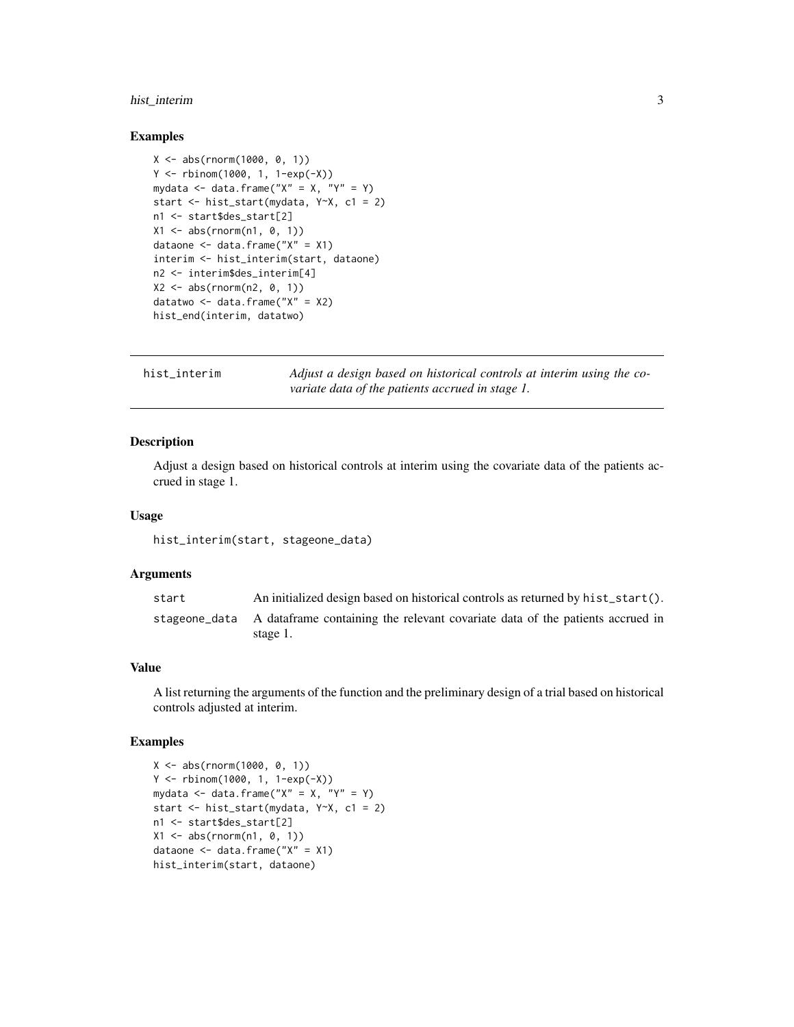## Examples

```
X <- abs(rnorm(1000, 0, 1))
Y <- rbinom(1000, 1, 1-exp(-X))
mydata <- data.frame("X" = X, "Y" = Y)
start <- hist_start(mydata, Y~X, c1 = 2)
n1 <- start$des_start[2]
X1 <- abs(rnorm(n1, 0, 1))
dataone <- data.frame("X" = X1)
interim <- hist_interim(start, dataone)
n2 <- interim$des_interim[4]
X2 <- abs(rnorm(n2, 0, 1))
datatwo <- data.frame("X" = X2)
hist_end(interim, datatwo)
```

---

`hist_interim` *Adjust a design based on historical controls at interim using the covariate data of the patients accrued in stage 1.*

---

## Description

Adjust a design based on historical controls at interim using the covariate data of the patients accrued in stage 1.

## Usage

```
hist_interim(start, stageone_data)
```

## Arguments

| | |
|---|---|
| `start` | An initialized design based on historical controls as returned by `hist_start()`. |
| `stageone_data` | A dataframe containing the relevant covariate data of the patients accrued in stage 1. |

## Value

A list returning the arguments of the function and the preliminary design of a trial based on historical controls adjusted at interim.

## Examples

```
X <- abs(rnorm(1000, 0, 1))
Y <- rbinom(1000, 1, 1-exp(-X))
mydata <- data.frame("X" = X, "Y" = Y)
start <- hist_start(mydata, Y~X, c1 = 2)
n1 <- start$des_start[2]
X1 <- abs(rnorm(n1, 0, 1))
dataone <- data.frame("X" = X1)
hist_interim(start, dataone)
```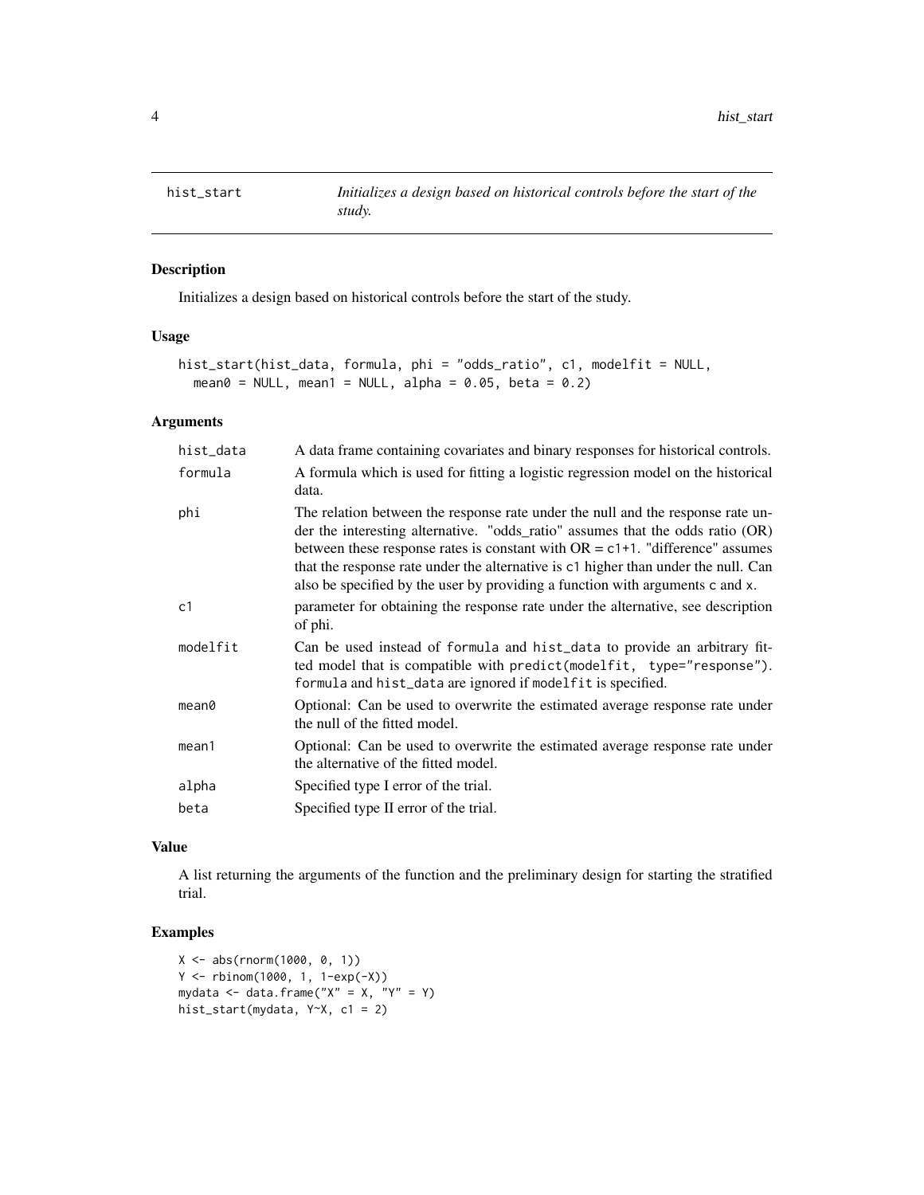# hist_start — *Initializes a design based on historical controls before the start of the study.*

## Description

Initializes a design based on historical controls before the start of the study.

## Usage

```
hist_start(hist_data, formula, phi = "odds_ratio", c1, modelfit = NULL,
  mean0 = NULL, mean1 = NULL, alpha = 0.05, beta = 0.2)
```

## Arguments

| | |
|---|---|
| hist_data | A data frame containing covariates and binary responses for historical controls. |
| formula | A formula which is used for fitting a logistic regression model on the historical data. |
| phi | The relation between the response rate under the null and the response rate under the interesting alternative. "odds_ratio" assumes that the odds ratio (OR) between these response rates is constant with OR = c1+1. "difference" assumes that the response rate under the alternative is c1 higher than under the null. Can also be specified by the user by providing a function with arguments c and x. |
| c1 | parameter for obtaining the response rate under the alternative, see description of phi. |
| modelfit | Can be used instead of formula and hist_data to provide an arbitrary fitted model that is compatible with predict(modelfit, type="response"). formula and hist_data are ignored if modelfit is specified. |
| mean0 | Optional: Can be used to overwrite the estimated average response rate under the null of the fitted model. |
| mean1 | Optional: Can be used to overwrite the estimated average response rate under the alternative of the fitted model. |
| alpha | Specified type I error of the trial. |
| beta | Specified type II error of the trial. |

## Value

A list returning the arguments of the function and the preliminary design for starting the stratified trial.

## Examples

```
X <- abs(rnorm(1000, 0, 1))
Y <- rbinom(1000, 1, 1-exp(-X))
mydata <- data.frame("X" = X, "Y" = Y)
hist_start(mydata, Y~X, c1 = 2)
```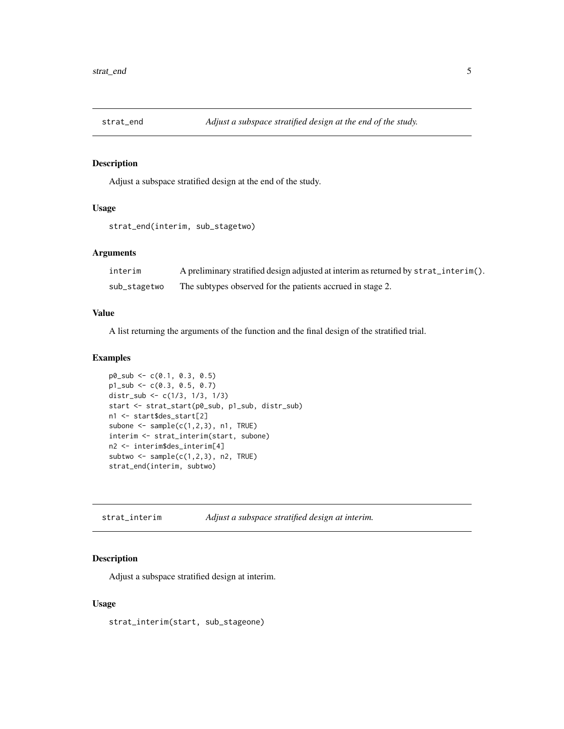## strat_end    *Adjust a subspace stratified design at the end of the study.*

### Description

Adjust a subspace stratified design at the end of the study.

### Usage

```
strat_end(interim, sub_stagetwo)
```

### Arguments

| | |
|---|---|
| interim | A preliminary stratified design adjusted at interim as returned by strat_interim(). |
| sub_stagetwo | The subtypes observed for the patients accrued in stage 2. |

### Value

A list returning the arguments of the function and the final design of the stratified trial.

### Examples

```
p0_sub <- c(0.1, 0.3, 0.5)
p1_sub <- c(0.3, 0.5, 0.7)
distr_sub <- c(1/3, 1/3, 1/3)
start <- strat_start(p0_sub, p1_sub, distr_sub)
n1 <- start$des_start[2]
subone <- sample(c(1,2,3), n1, TRUE)
interim <- strat_interim(start, subone)
n2 <- interim$des_interim[4]
subtwo <- sample(c(1,2,3), n2, TRUE)
strat_end(interim, subtwo)
```

## strat_interim    *Adjust a subspace stratified design at interim.*

### Description

Adjust a subspace stratified design at interim.

### Usage

```
strat_interim(start, sub_stageone)
```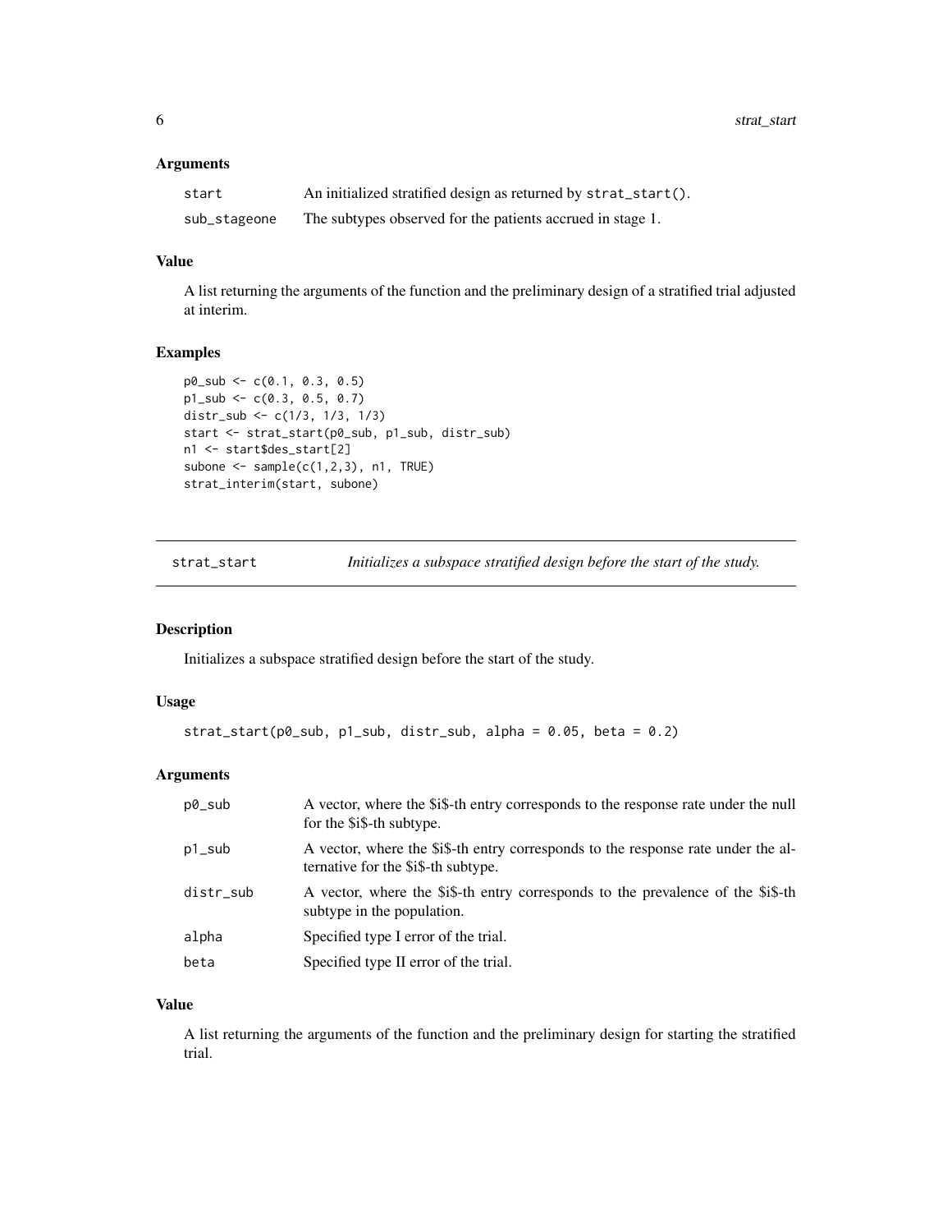### Arguments

| | |
|---|---|
| start | An initialized stratified design as returned by strat_start(). |
| sub_stageone | The subtypes observed for the patients accrued in stage 1. |

### Value

A list returning the arguments of the function and the preliminary design of a stratified trial adjusted at interim.

### Examples

```
p0_sub <- c(0.1, 0.3, 0.5)
p1_sub <- c(0.3, 0.5, 0.7)
distr_sub <- c(1/3, 1/3, 1/3)
start <- strat_start(p0_sub, p1_sub, distr_sub)
n1 <- start$des_start[2]
subone <- sample(c(1,2,3), n1, TRUE)
strat_interim(start, subone)
```

---

## strat_start — *Initializes a subspace stratified design before the start of the study.*

---

### Description

Initializes a subspace stratified design before the start of the study.

### Usage

```
strat_start(p0_sub, p1_sub, distr_sub, alpha = 0.05, beta = 0.2)
```

### Arguments

| | |
|---|---|
| p0_sub | A vector, where the $i$-th entry corresponds to the response rate under the null for the $i$-th subtype. |
| p1_sub | A vector, where the $i$-th entry corresponds to the response rate under the alternative for the $i$-th subtype. |
| distr_sub | A vector, where the $i$-th entry corresponds to the prevalence of the $i$-th subtype in the population. |
| alpha | Specified type I error of the trial. |
| beta | Specified type II error of the trial. |

### Value

A list returning the arguments of the function and the preliminary design for starting the stratified trial.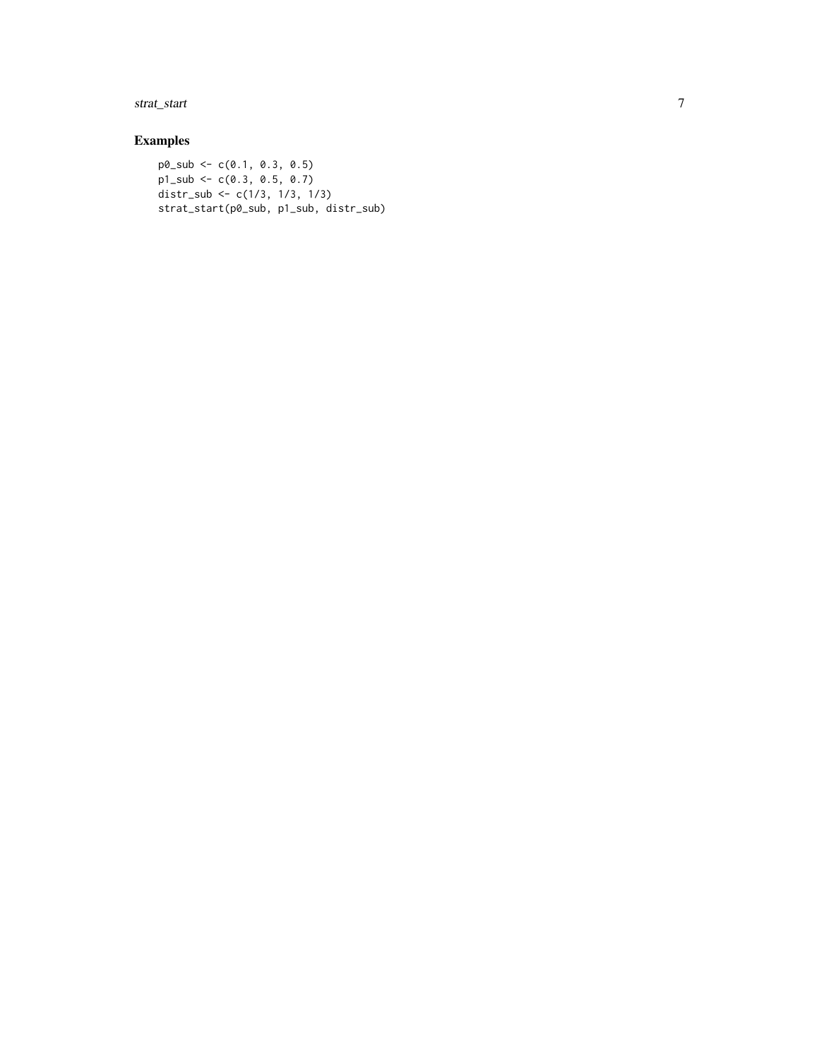## Examples

```
p0_sub <- c(0.1, 0.3, 0.5)
p1_sub <- c(0.3, 0.5, 0.7)
distr_sub <- c(1/3, 1/3, 1/3)
strat_start(p0_sub, p1_sub, distr_sub)
```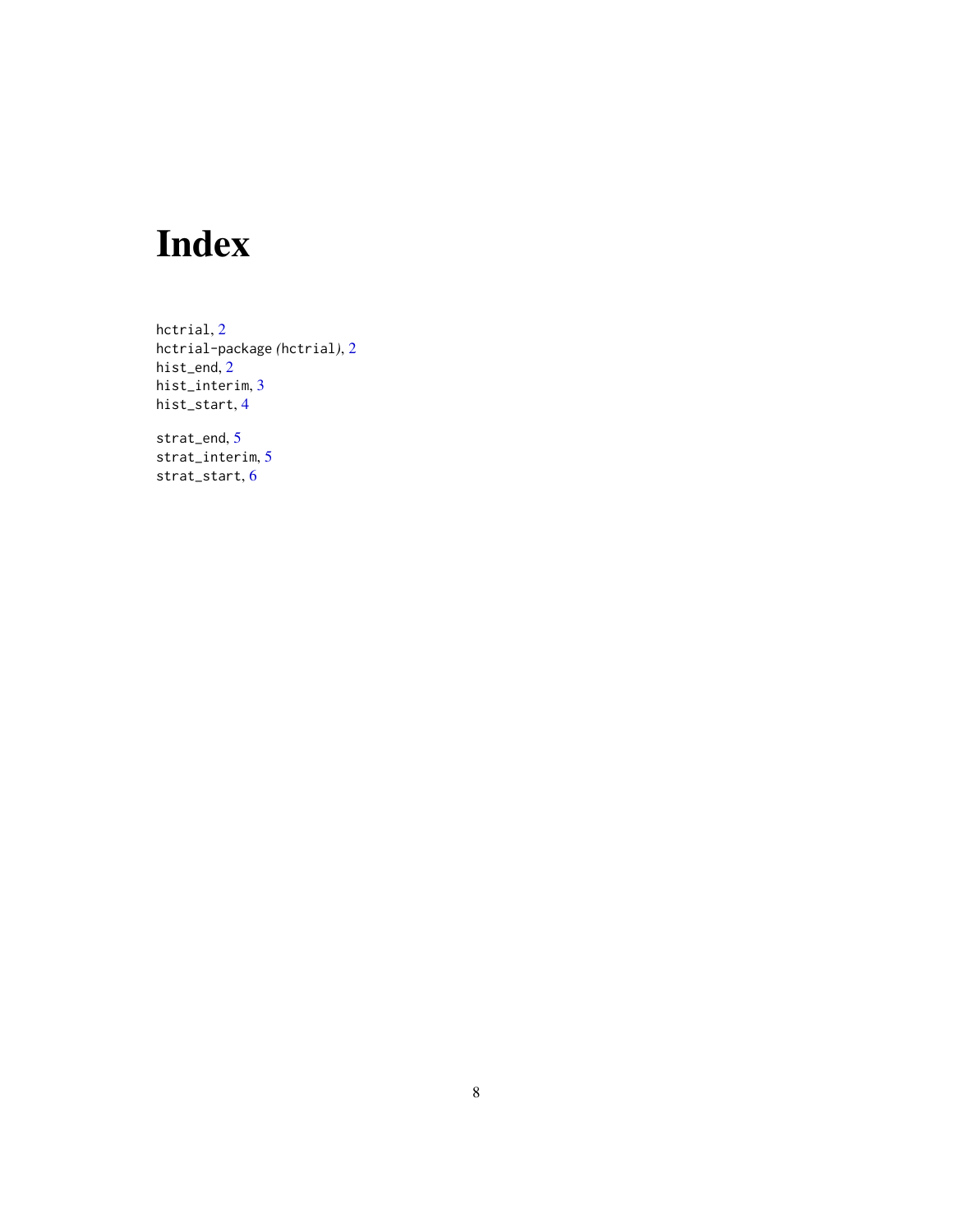# Index

hctrial, 2
hctrial-package (hctrial), 2
hist_end, 2
hist_interim, 3
hist_start, 4

strat_end, 5
strat_interim, 5
strat_start, 6